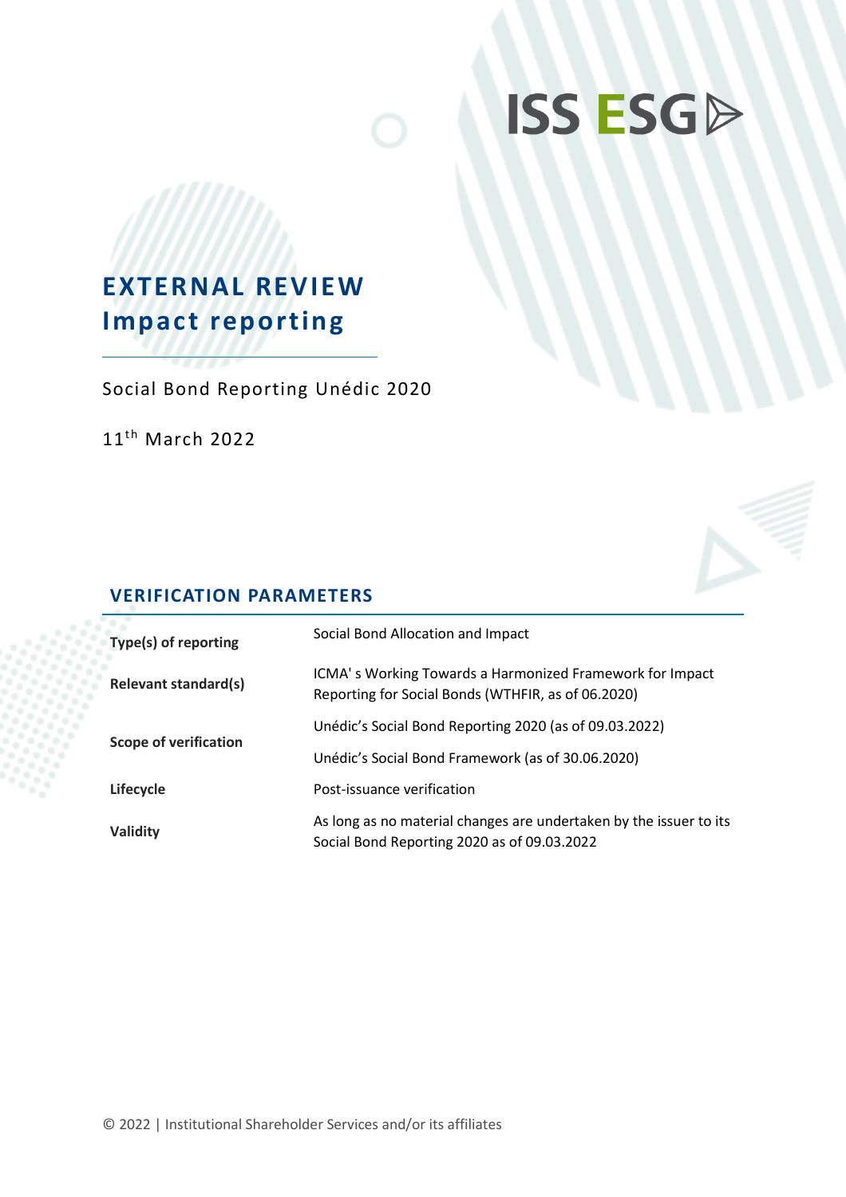ISS ESG

# EXTERNAL REVIEW
# Impact reporting

Social Bond Reporting Unédic 2020

11th March 2022

## VERIFICATION PARAMETERS

| | |
|---|---|
| **Type(s) of reporting** | Social Bond Allocation and Impact |
| **Relevant standard(s)** | ICMA' s Working Towards a Harmonized Framework for Impact Reporting for Social Bonds (WTHFIR, as of 06.2020) |
| **Scope of verification** | Unédic's Social Bond Reporting 2020 (as of 09.03.2022)<br>Unédic's Social Bond Framework (as of 30.06.2020) |
| **Lifecycle** | Post-issuance verification |
| **Validity** | As long as no material changes are undertaken by the issuer to its Social Bond Reporting 2020 as of 09.03.2022 |

© 2022 | Institutional Shareholder Services and/or its affiliates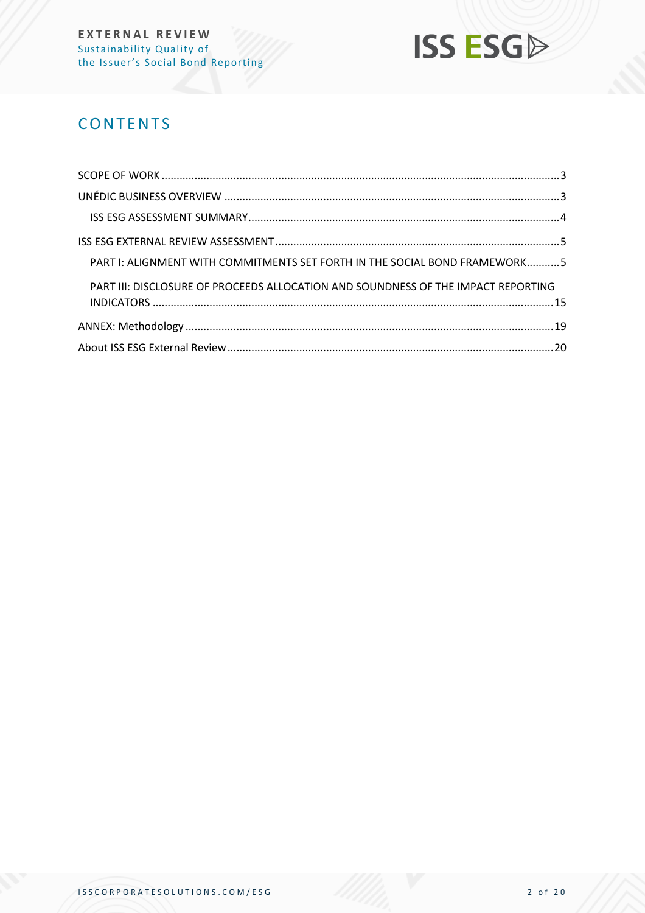## CONTENTS

SCOPE OF WORK .......... 3

UNÉDIC BUSINESS OVERVIEW .......... 3

ISS ESG ASSESSMENT SUMMARY .......... 4

ISS ESG EXTERNAL REVIEW ASSESSMENT .......... 5

PART I: ALIGNMENT WITH COMMITMENTS SET FORTH IN THE SOCIAL BOND FRAMEWORK .......... 5

PART III: DISCLOSURE OF PROCEEDS ALLOCATION AND SOUNDNESS OF THE IMPACT REPORTING INDICATORS .......... 15

ANNEX: Methodology .......... 19

About ISS ESG External Review .......... 20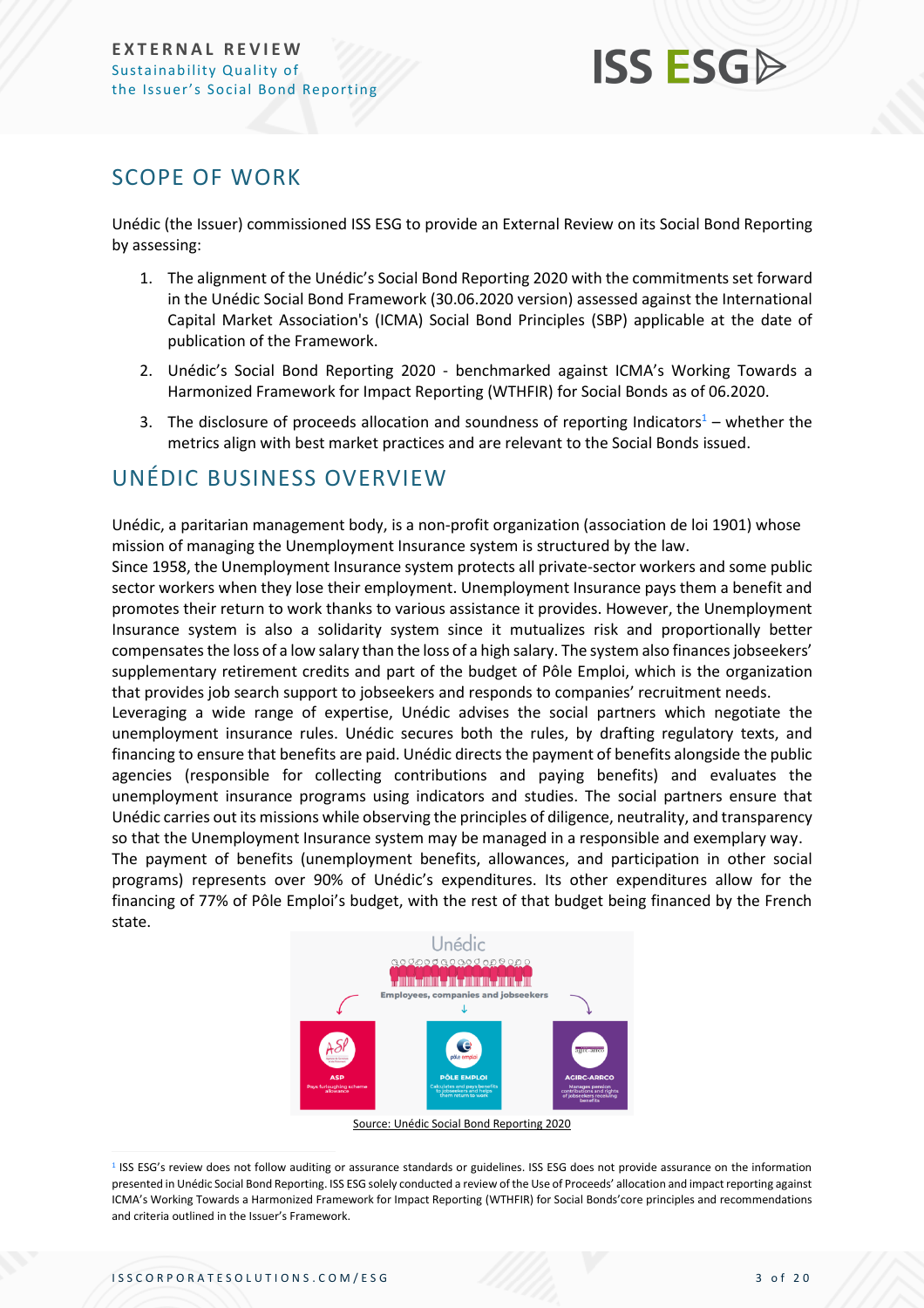## SCOPE OF WORK

Unédic (the Issuer) commissioned ISS ESG to provide an External Review on its Social Bond Reporting by assessing:

1. The alignment of the Unédic's Social Bond Reporting 2020 with the commitments set forward in the Unédic Social Bond Framework (30.06.2020 version) assessed against the International Capital Market Association's (ICMA) Social Bond Principles (SBP) applicable at the date of publication of the Framework.
2. Unédic's Social Bond Reporting 2020 - benchmarked against ICMA's Working Towards a Harmonized Framework for Impact Reporting (WTHFIR) for Social Bonds as of 06.2020.
3. The disclosure of proceeds allocation and soundness of reporting Indicators[1] – whether the metrics align with best market practices and are relevant to the Social Bonds issued.

## UNÉDIC BUSINESS OVERVIEW

Unédic, a paritarian management body, is a non-profit organization (association de loi 1901) whose mission of managing the Unemployment Insurance system is structured by the law.
Since 1958, the Unemployment Insurance system protects all private-sector workers and some public sector workers when they lose their employment. Unemployment Insurance pays them a benefit and promotes their return to work thanks to various assistance it provides. However, the Unemployment Insurance system is also a solidarity system since it mutualizes risk and proportionally better compensates the loss of a low salary than the loss of a high salary. The system also finances jobseekers' supplementary retirement credits and part of the budget of Pôle Emploi, which is the organization that provides job search support to jobseekers and responds to companies' recruitment needs.
Leveraging a wide range of expertise, Unédic advises the social partners which negotiate the unemployment insurance rules. Unédic secures both the rules, by drafting regulatory texts, and financing to ensure that benefits are paid. Unédic directs the payment of benefits alongside the public agencies (responsible for collecting contributions and paying benefits) and evaluates the unemployment insurance programs using indicators and studies. The social partners ensure that Unédic carries out its missions while observing the principles of diligence, neutrality, and transparency so that the Unemployment Insurance system may be managed in a responsible and exemplary way.
The payment of benefits (unemployment benefits, allowances, and participation in other social programs) represents over 90% of Unédic's expenditures. Its other expenditures allow for the financing of 77% of Pôle Emploi's budget, with the rest of that budget being financed by the French state.

Source: Unédic Social Bond Reporting 2020

[1] ISS ESG's review does not follow auditing or assurance standards or guidelines. ISS ESG does not provide assurance on the information presented in Unédic Social Bond Reporting. ISS ESG solely conducted a review of the Use of Proceeds' allocation and impact reporting against ICMA's Working Towards a Harmonized Framework for Impact Reporting (WTHFIR) for Social Bonds'core principles and recommendations and criteria outlined in the Issuer's Framework.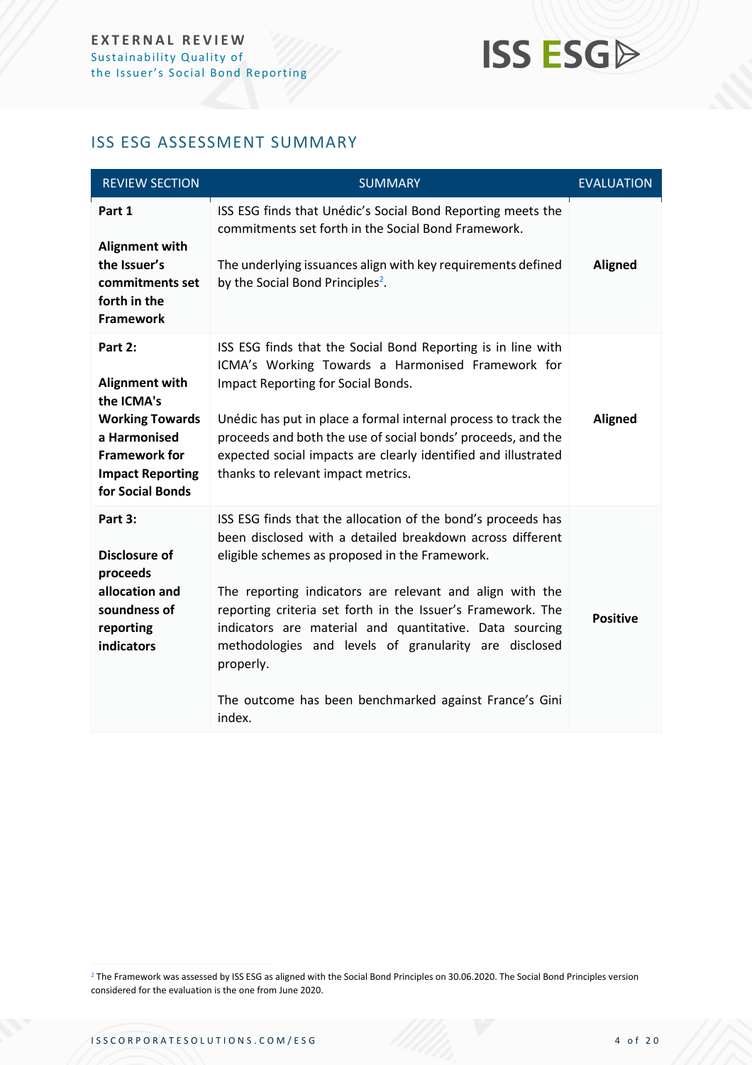## ISS ESG ASSESSMENT SUMMARY

| REVIEW SECTION | SUMMARY | EVALUATION |
|---|---|---|
| **Part 1**<br><br>**Alignment with the Issuer's commitments set forth in the Framework** | ISS ESG finds that Unédic's Social Bond Reporting meets the commitments set forth in the Social Bond Framework.<br><br>The underlying issuances align with key requirements defined by the Social Bond Principles[2]. | **Aligned** |
| **Part 2:**<br><br>**Alignment with the ICMA's Working Towards a Harmonised Framework for Impact Reporting for Social Bonds** | ISS ESG finds that the Social Bond Reporting is in line with ICMA's Working Towards a Harmonised Framework for Impact Reporting for Social Bonds.<br><br>Unédic has put in place a formal internal process to track the proceeds and both the use of social bonds' proceeds, and the expected social impacts are clearly identified and illustrated thanks to relevant impact metrics. | **Aligned** |
| **Part 3:**<br><br>**Disclosure of proceeds allocation and soundness of reporting indicators** | ISS ESG finds that the allocation of the bond's proceeds has been disclosed with a detailed breakdown across different eligible schemes as proposed in the Framework.<br><br>The reporting indicators are relevant and align with the reporting criteria set forth in the Issuer's Framework. The indicators are material and quantitative. Data sourcing methodologies and levels of granularity are disclosed properly.<br><br>The outcome has been benchmarked against France's Gini index. | **Positive** |

[2] The Framework was assessed by ISS ESG as aligned with the Social Bond Principles on 30.06.2020. The Social Bond Principles version considered for the evaluation is the one from June 2020.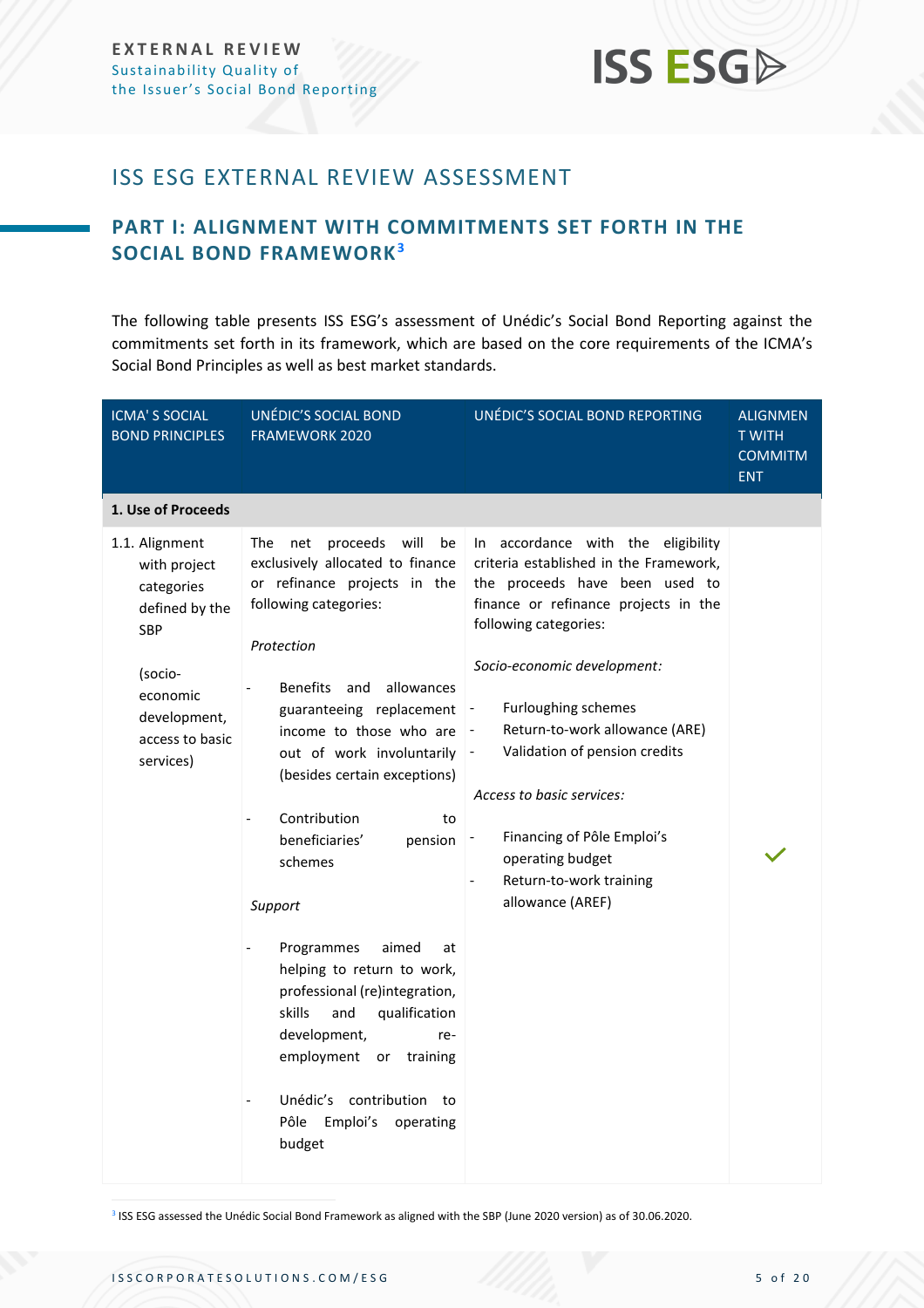## ISS ESG EXTERNAL REVIEW ASSESSMENT

### PART I: ALIGNMENT WITH COMMITMENTS SET FORTH IN THE SOCIAL BOND FRAMEWORK[3]

The following table presents ISS ESG's assessment of Unédic's Social Bond Reporting against the commitments set forth in its framework, which are based on the core requirements of the ICMA's Social Bond Principles as well as best market standards.

| ICMA' S SOCIAL BOND PRINCIPLES | UNÉDIC'S SOCIAL BOND FRAMEWORK 2020 | UNÉDIC'S SOCIAL BOND REPORTING | ALIGNMENT WITH COMMITMENT |
|---|---|---|---|
| **1. Use of Proceeds** | | | |
| 1.1. Alignment with project categories defined by the SBP<br><br>(socio-economic development, access to basic services) | The net proceeds will be exclusively allocated to finance or refinance projects in the following categories:<br><br>*Protection*<br><br>- Benefits and allowances guaranteeing replacement income to those who are out of work involuntarily (besides certain exceptions)<br>- Contribution to beneficiaries' pension schemes<br><br>*Support*<br><br>- Programmes aimed at helping to return to work, professional (re)integration, skills and qualification development, re-employment or training<br>- Unédic's contribution to Pôle Emploi's operating budget | In accordance with the eligibility criteria established in the Framework, the proceeds have been used to finance or refinance projects in the following categories:<br><br>*Socio-economic development:*<br><br>- Furloughing schemes<br>- Return-to-work allowance (ARE)<br>- Validation of pension credits<br><br>*Access to basic services:*<br><br>- Financing of Pôle Emploi's operating budget<br>- Return-to-work training allowance (AREF) | ✓ |

[3] ISS ESG assessed the Unédic Social Bond Framework as aligned with the SBP (June 2020 version) as of 30.06.2020.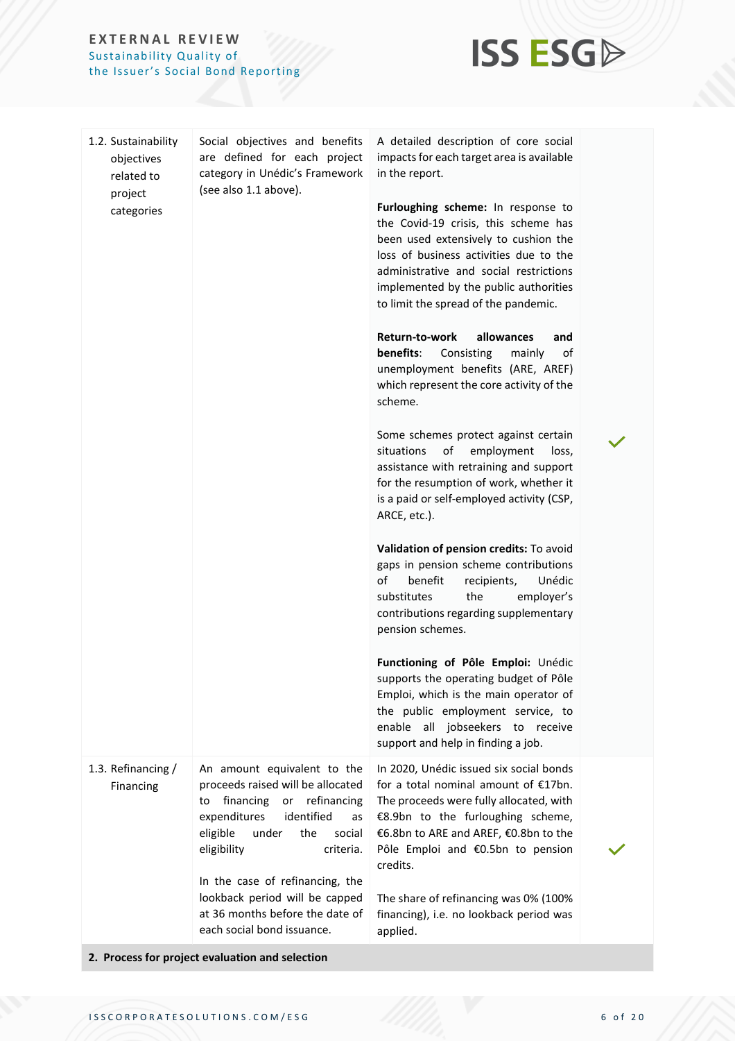| | | | |
|---|---|---|---|
| 1.2. Sustainability objectives related to project categories | Social objectives and benefits are defined for each project category in Unédic's Framework (see also 1.1 above). | A detailed description of core social impacts for each target area is available in the report.<br><br>**Furloughing scheme:** In response to the Covid-19 crisis, this scheme has been used extensively to cushion the loss of business activities due to the administrative and social restrictions implemented by the public authorities to limit the spread of the pandemic.<br><br>**Return-to-work allowances and benefits**: Consisting mainly of unemployment benefits (ARE, AREF) which represent the core activity of the scheme.<br><br>Some schemes protect against certain situations of employment loss, assistance with retraining and support for the resumption of work, whether it is a paid or self-employed activity (CSP, ARCE, etc.).<br><br>**Validation of pension credits:** To avoid gaps in pension scheme contributions of benefit recipients, Unédic substitutes the employer's contributions regarding supplementary pension schemes.<br><br>**Functioning of Pôle Emploi:** Unédic supports the operating budget of Pôle Emploi, which is the main operator of the public employment service, to enable all jobseekers to receive support and help in finding a job. | ✓ |
| 1.3. Refinancing / Financing | An amount equivalent to the proceeds raised will be allocated to financing or refinancing expenditures identified as eligible under the social eligibility criteria.<br><br>In the case of refinancing, the lookback period will be capped at 36 months before the date of each social bond issuance. | In 2020, Unédic issued six social bonds for a total nominal amount of €17bn. The proceeds were fully allocated, with €8.9bn to the furloughing scheme, €6.8bn to ARE and AREF, €0.8bn to the Pôle Emploi and €0.5bn to pension credits.<br><br>The share of refinancing was 0% (100% financing), i.e. no lookback period was applied. | ✓ |
| **2. Process for project evaluation and selection** | | | |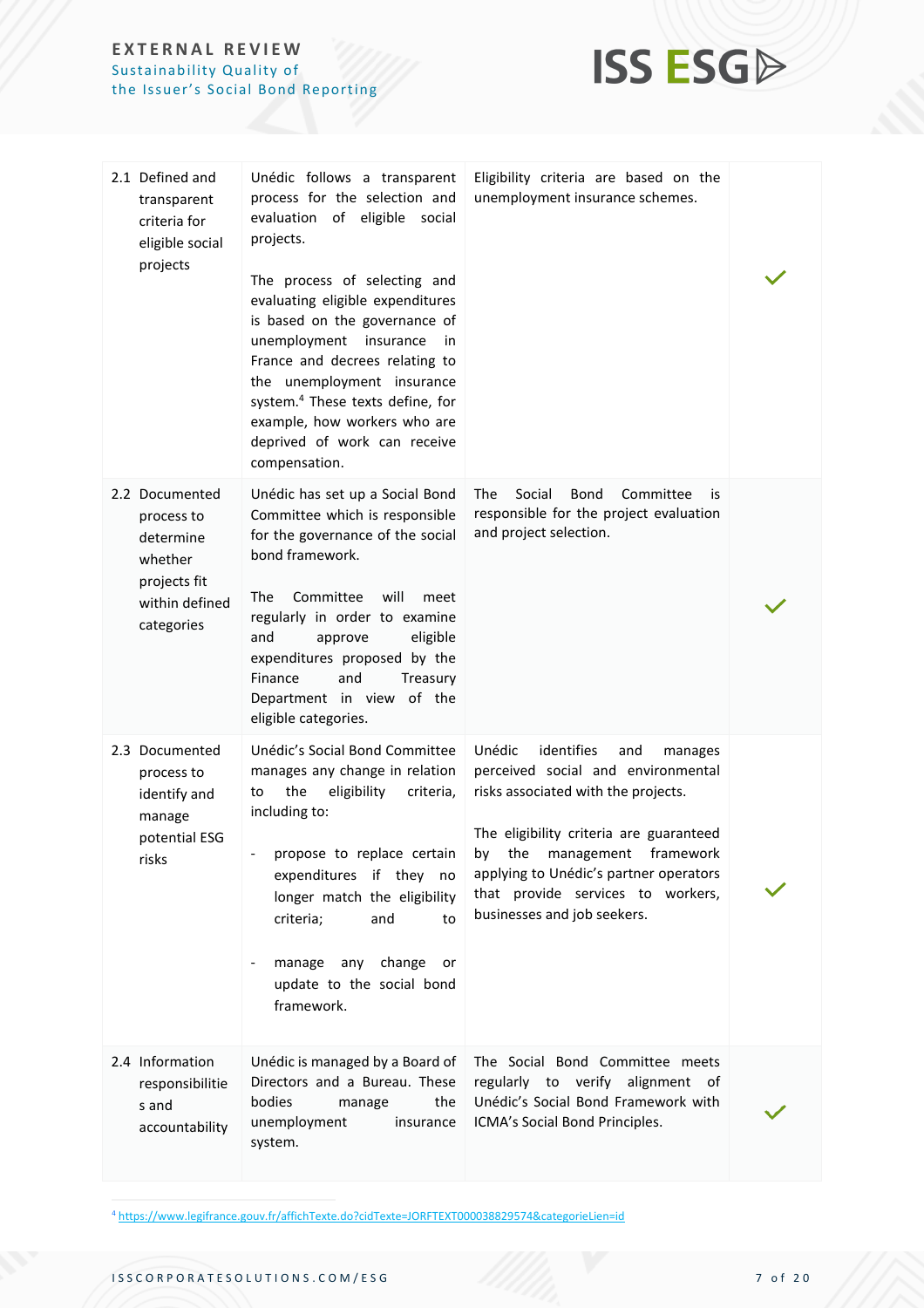| | | | |
|---|---|---|---|
| 2.1 Defined and transparent criteria for eligible social projects | Unédic follows a transparent process for the selection and evaluation of eligible social projects.<br><br>The process of selecting and evaluating eligible expenditures is based on the governance of unemployment insurance in France and decrees relating to the unemployment insurance system.[4] These texts define, for example, how workers who are deprived of work can receive compensation. | Eligibility criteria are based on the unemployment insurance schemes. | ✓ |
| 2.2 Documented process to determine whether projects fit within defined categories | Unédic has set up a Social Bond Committee which is responsible for the governance of the social bond framework.<br><br>The Committee will meet regularly in order to examine and approve eligible expenditures proposed by the Finance and Treasury Department in view of the eligible categories. | The Social Bond Committee is responsible for the project evaluation and project selection. | ✓ |
| 2.3 Documented process to identify and manage potential ESG risks | Unédic's Social Bond Committee manages any change in relation to the eligibility criteria, including to:<br><br>- propose to replace certain expenditures if they no longer match the eligibility criteria; and to<br><br>- manage any change or update to the social bond framework. | Unédic identifies and manages perceived social and environmental risks associated with the projects.<br><br>The eligibility criteria are guaranteed by the management framework applying to Unédic's partner operators that provide services to workers, businesses and job seekers. | ✓ |
| 2.4 Information responsibilities and accountability | Unédic is managed by a Board of Directors and a Bureau. These bodies manage the unemployment insurance system. | The Social Bond Committee meets regularly to verify alignment of Unédic's Social Bond Framework with ICMA's Social Bond Principles. | ✓ |

[4] https://www.legifrance.gouv.fr/affichTexte.do?cidTexte=JORFTEXT000038829574&categorieLien=id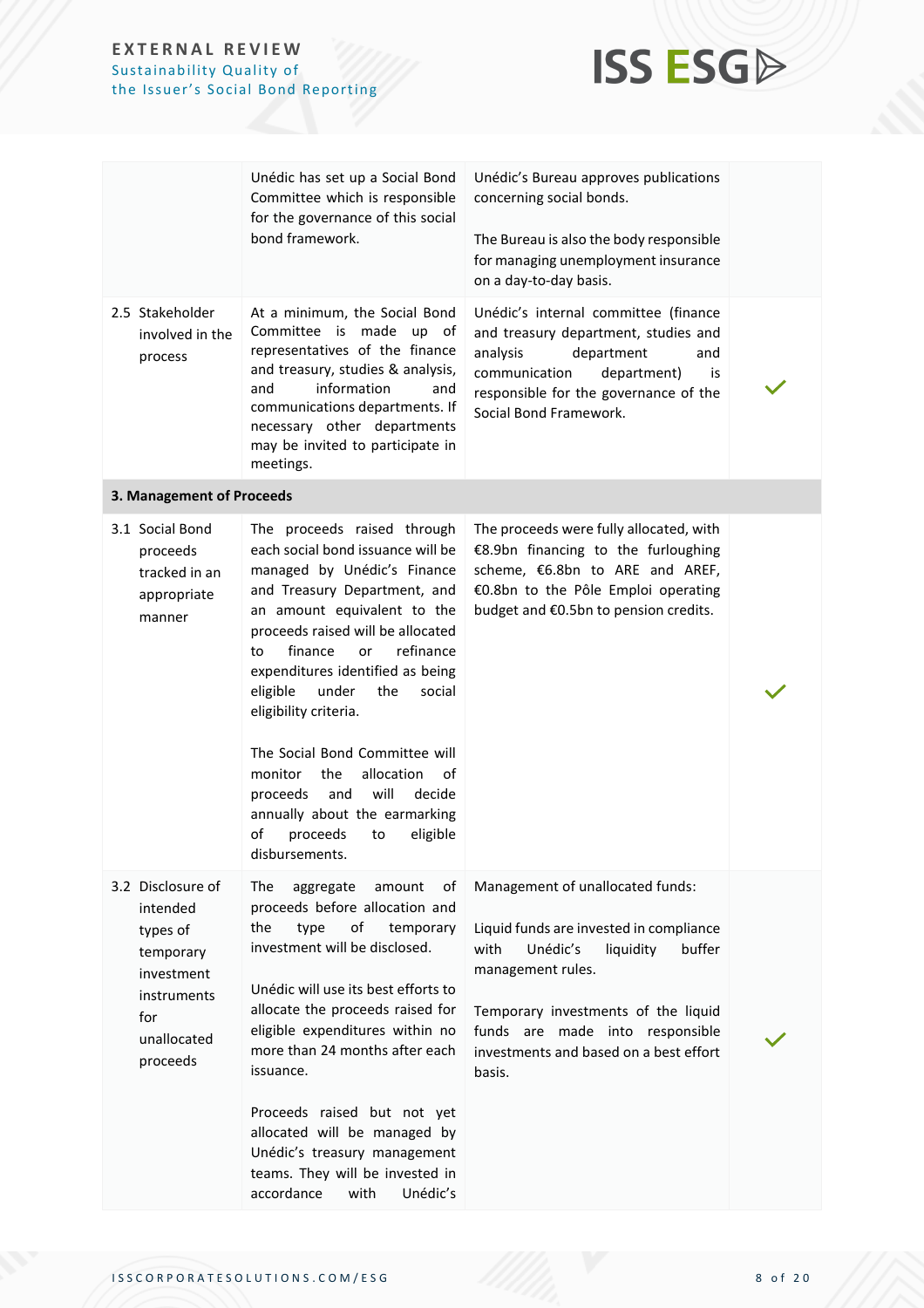| | | | |
|---|---|---|---|
| | Unédic has set up a Social Bond Committee which is responsible for the governance of this social bond framework. | Unédic's Bureau approves publications concerning social bonds.<br><br>The Bureau is also the body responsible for managing unemployment insurance on a day-to-day basis. | |
| 2.5 Stakeholder involved in the process | At a minimum, the Social Bond Committee is made up of representatives of the finance and treasury, studies & analysis, and information and communications departments. If necessary other departments may be invited to participate in meetings. | Unédic's internal committee (finance and treasury department, studies and analysis department and communication department) is responsible for the governance of the Social Bond Framework. | ✓ |
| **3. Management of Proceeds** | | | |
| 3.1 Social Bond proceeds tracked in an appropriate manner | The proceeds raised through each social bond issuance will be managed by Unédic's Finance and Treasury Department, and an amount equivalent to the proceeds raised will be allocated to finance or refinance expenditures identified as being eligible under the social eligibility criteria.<br><br>The Social Bond Committee will monitor the allocation of proceeds and will decide annually about the earmarking of proceeds to eligible disbursements. | The proceeds were fully allocated, with €8.9bn financing to the furloughing scheme, €6.8bn to ARE and AREF, €0.8bn to the Pôle Emploi operating budget and €0.5bn to pension credits. | ✓ |
| 3.2 Disclosure of intended types of temporary investment instruments for unallocated proceeds | The aggregate amount of proceeds before allocation and the type of temporary investment will be disclosed.<br><br>Unédic will use its best efforts to allocate the proceeds raised for eligible expenditures within no more than 24 months after each issuance.<br><br>Proceeds raised but not yet allocated will be managed by Unédic's treasury management teams. They will be invested in accordance with Unédic's | Management of unallocated funds:<br><br>Liquid funds are invested in compliance with Unédic's liquidity buffer management rules.<br><br>Temporary investments of the liquid funds are made into responsible investments and based on a best effort basis. | ✓ |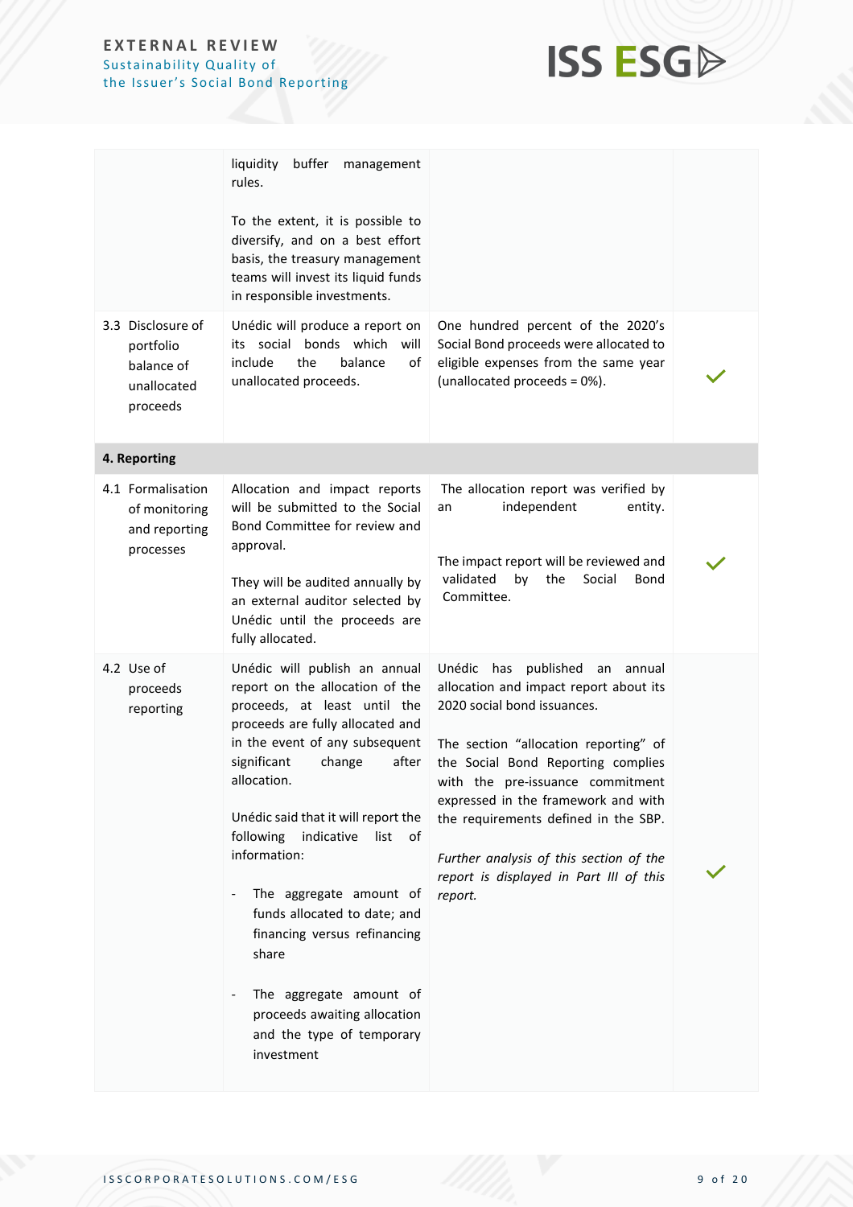| | | | |
|---|---|---|---|
| | liquidity buffer management rules.<br><br>To the extent, it is possible to diversify, and on a best effort basis, the treasury management teams will invest its liquid funds in responsible investments. | | |
| 3.3 Disclosure of portfolio balance of unallocated proceeds | Unédic will produce a report on its social bonds which will include the balance of unallocated proceeds. | One hundred percent of the 2020's Social Bond proceeds were allocated to eligible expenses from the same year (unallocated proceeds = 0%). | ✓ |
| **4. Reporting** | | | |
| 4.1 Formalisation of monitoring and reporting processes | Allocation and impact reports will be submitted to the Social Bond Committee for review and approval.<br><br>They will be audited annually by an external auditor selected by Unédic until the proceeds are fully allocated. | The allocation report was verified by an independent entity.<br><br>The impact report will be reviewed and validated by the Social Bond Committee. | ✓ |
| 4.2 Use of proceeds reporting | Unédic will publish an annual report on the allocation of the proceeds, at least until the proceeds are fully allocated and in the event of any subsequent significant change after allocation.<br><br>Unédic said that it will report the following indicative list of information:<br><br>- The aggregate amount of funds allocated to date; and financing versus refinancing share<br><br>- The aggregate amount of proceeds awaiting allocation and the type of temporary investment | Unédic has published an annual allocation and impact report about its 2020 social bond issuances.<br><br>The section "allocation reporting" of the Social Bond Reporting complies with the pre-issuance commitment expressed in the framework and with the requirements defined in the SBP.<br><br>*Further analysis of this section of the report is displayed in Part III of this report.* | ✓ |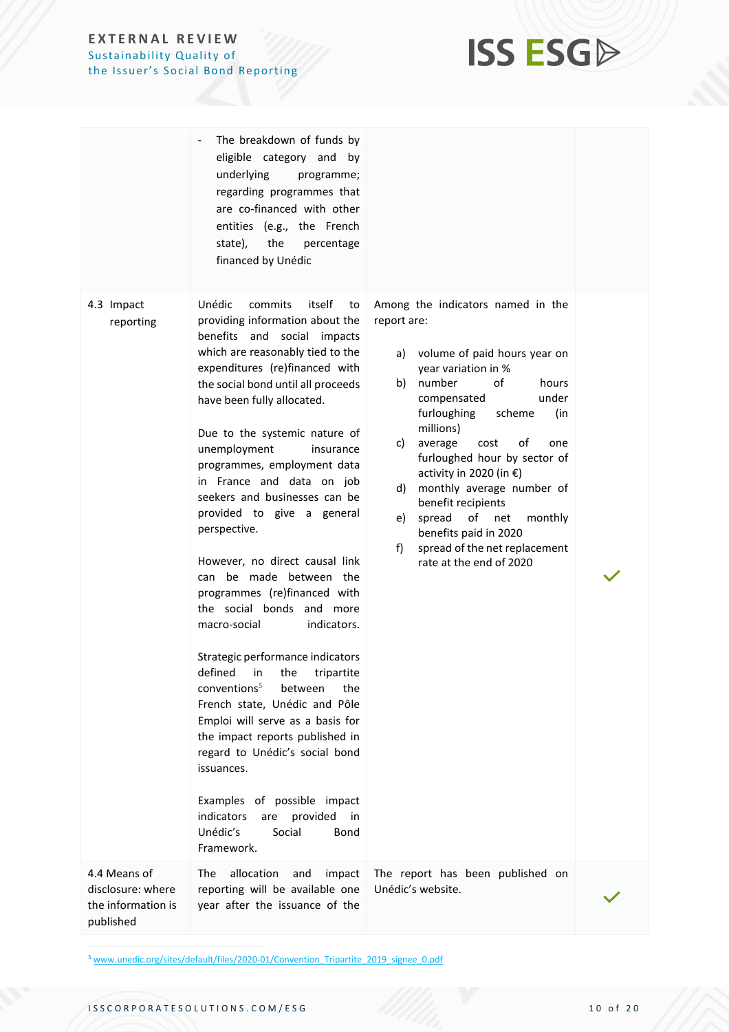| | | | |
|---|---|---|---|
| | - The breakdown of funds by eligible category and by underlying programme; regarding programmes that are co-financed with other entities (e.g., the French state), the percentage financed by Unédic | | |
| 4.3 Impact reporting | Unédic commits itself to providing information about the benefits and social impacts which are reasonably tied to the expenditures (re)financed with the social bond until all proceeds have been fully allocated.<br><br>Due to the systemic nature of unemployment insurance programmes, employment data in France and data on job seekers and businesses can be provided to give a general perspective.<br><br>However, no direct causal link can be made between the programmes (re)financed with the social bonds and more macro-social indicators.<br><br>Strategic performance indicators defined in the tripartite conventions[5] between the French state, Unédic and Pôle Emploi will serve as a basis for the impact reports published in regard to Unédic's social bond issuances.<br><br>Examples of possible impact indicators are provided in Unédic's Social Bond Framework. | Among the indicators named in the report are:<br><br>a) volume of paid hours year on year variation in %<br>b) number of hours compensated under furloughing scheme (in millions)<br>c) average cost of one furloughed hour by sector of activity in 2020 (in €)<br>d) monthly average number of benefit recipients<br>e) spread of net monthly benefits paid in 2020<br>f) spread of the net replacement rate at the end of 2020 | ✓ |
| 4.4 Means of disclosure: where the information is published | The allocation and impact reporting will be available one year after the issuance of the | The report has been published on Unédic's website. | ✓ |

[5] www.unedic.org/sites/default/files/2020-01/Convention_Tripartite_2019_signee_0.pdf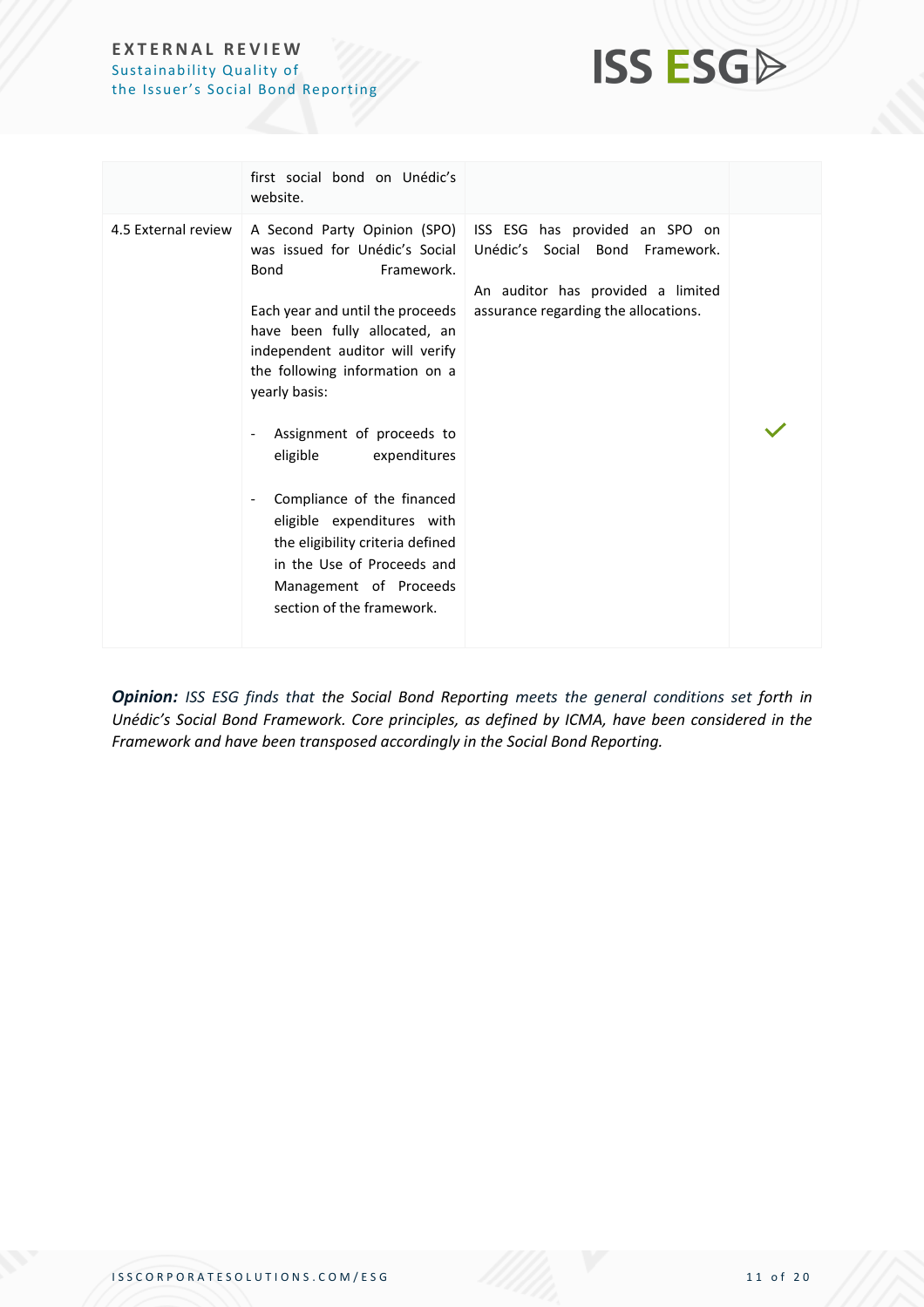| | | | |
|---|---|---|---|
| | first social bond on Unédic's website. | | |
| 4.5 External review | A Second Party Opinion (SPO) was issued for Unédic's Social Bond Framework.<br><br>Each year and until the proceeds have been fully allocated, an independent auditor will verify the following information on a yearly basis:<br><br>- Assignment of proceeds to eligible expenditures<br><br>- Compliance of the financed eligible expenditures with the eligibility criteria defined in the Use of Proceeds and Management of Proceeds section of the framework. | ISS ESG has provided an SPO on Unédic's Social Bond Framework.<br><br>An auditor has provided a limited assurance regarding the allocations. | ✓ |

***Opinion:*** *ISS ESG finds that the Social Bond Reporting meets the general conditions set forth in Unédic's Social Bond Framework. Core principles, as defined by ICMA, have been considered in the Framework and have been transposed accordingly in the Social Bond Reporting.*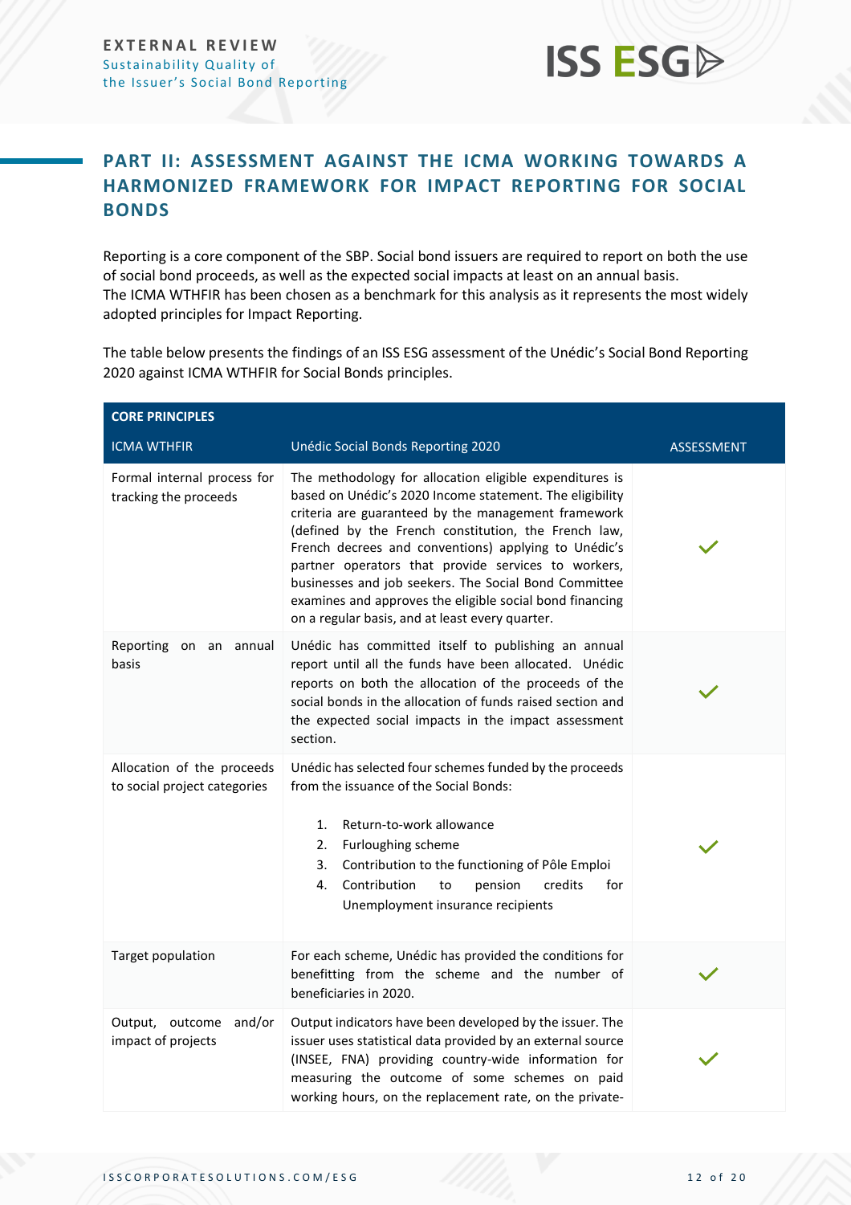## PART II: ASSESSMENT AGAINST THE ICMA WORKING TOWARDS A HARMONIZED FRAMEWORK FOR IMPACT REPORTING FOR SOCIAL BONDS

Reporting is a core component of the SBP. Social bond issuers are required to report on both the use of social bond proceeds, as well as the expected social impacts at least on an annual basis. The ICMA WTHFIR has been chosen as a benchmark for this analysis as it represents the most widely adopted principles for Impact Reporting.

The table below presents the findings of an ISS ESG assessment of the Unédic's Social Bond Reporting 2020 against ICMA WTHFIR for Social Bonds principles.

| **CORE PRINCIPLES** | | |
|---|---|---|
| ICMA WTHFIR | Unédic Social Bonds Reporting 2020 | ASSESSMENT |
| Formal internal process for tracking the proceeds | The methodology for allocation eligible expenditures is based on Unédic's 2020 Income statement. The eligibility criteria are guaranteed by the management framework (defined by the French constitution, the French law, French decrees and conventions) applying to Unédic's partner operators that provide services to workers, businesses and job seekers. The Social Bond Committee examines and approves the eligible social bond financing on a regular basis, and at least every quarter. | ✓ |
| Reporting on an annual basis | Unédic has committed itself to publishing an annual report until all the funds have been allocated. Unédic reports on both the allocation of the proceeds of the social bonds in the allocation of funds raised section and the expected social impacts in the impact assessment section. | ✓ |
| Allocation of the proceeds to social project categories | Unédic has selected four schemes funded by the proceeds from the issuance of the Social Bonds:<br><br>1. Return-to-work allowance<br>2. Furloughing scheme<br>3. Contribution to the functioning of Pôle Emploi<br>4. Contribution to pension credits for Unemployment insurance recipients | ✓ |
| Target population | For each scheme, Unédic has provided the conditions for benefitting from the scheme and the number of beneficiaries in 2020. | ✓ |
| Output, outcome and/or impact of projects | Output indicators have been developed by the issuer. The issuer uses statistical data provided by an external source (INSEE, FNA) providing country-wide information for measuring the outcome of some schemes on paid working hours, on the replacement rate, on the private- | ✓ |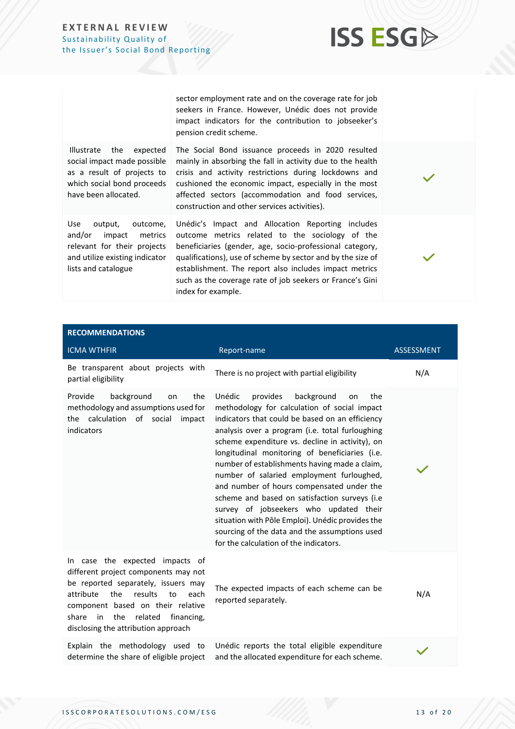| | | |
|---|---|---|
| | sector employment rate and on the coverage rate for job seekers in France. However, Unédic does not provide impact indicators for the contribution to jobseeker's pension credit scheme. | |
| Illustrate the expected social impact made possible as a result of projects to which social bond proceeds have been allocated. | The Social Bond issuance proceeds in 2020 resulted mainly in absorbing the fall in activity due to the health crisis and activity restrictions during lockdowns and cushioned the economic impact, especially in the most affected sectors (accommodation and food services, construction and other services activities). | ✓ |
| Use output, outcome, and/or impact metrics relevant for their projects and utilize existing indicator lists and catalogue | Unédic's Impact and Allocation Reporting includes outcome metrics related to the sociology of the beneficiaries (gender, age, socio-professional category, qualifications), use of scheme by sector and by the size of establishment. The report also includes impact metrics such as the coverage rate of job seekers or France's Gini index for example. | ✓ |

| RECOMMENDATIONS | | |
|---|---|---|
| ICMA WTHFIR | Report-name | ASSESSMENT |
| Be transparent about projects with partial eligibility | There is no project with partial eligibility | N/A |
| Provide background on the methodology and assumptions used for the calculation of social impact indicators | Unédic provides background on the methodology for calculation of social impact indicators that could be based on an efficiency analysis over a program (i.e. total furloughing scheme expenditure vs. decline in activity), on longitudinal monitoring of beneficiaries (i.e. number of establishments having made a claim, number of salaried employment furloughed, and number of hours compensated under the scheme and based on satisfaction surveys (i.e survey of jobseekers who updated their situation with Pôle Emploi). Unédic provides the sourcing of the data and the assumptions used for the calculation of the indicators. | ✓ |
| In case the expected impacts of different project components may not be reported separately, issuers may attribute the results to each component based on their relative share in the related financing, disclosing the attribution approach | The expected impacts of each scheme can be reported separately. | N/A |
| Explain the methodology used to determine the share of eligible project | Unédic reports the total eligible expenditure and the allocated expenditure for each scheme. | ✓ |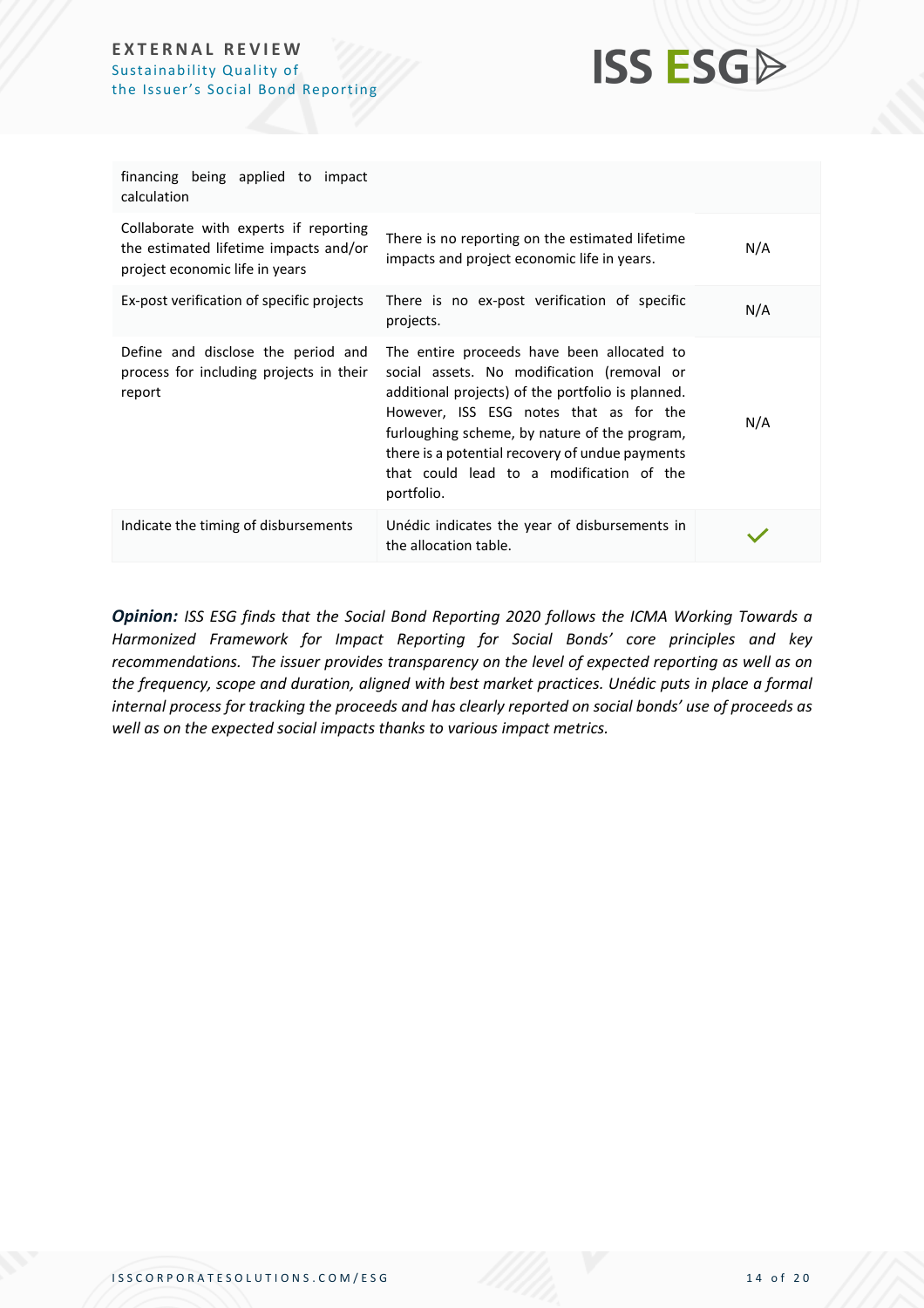| | | |
|---|---|---|
| financing being applied to impact calculation | | |
| Collaborate with experts if reporting the estimated lifetime impacts and/or project economic life in years | There is no reporting on the estimated lifetime impacts and project economic life in years. | N/A |
| Ex-post verification of specific projects | There is no ex-post verification of specific projects. | N/A |
| Define and disclose the period and process for including projects in their report | The entire proceeds have been allocated to social assets. No modification (removal or additional projects) of the portfolio is planned. However, ISS ESG notes that as for the furloughing scheme, by nature of the program, there is a potential recovery of undue payments that could lead to a modification of the portfolio. | N/A |
| Indicate the timing of disbursements | Unédic indicates the year of disbursements in the allocation table. | ✓ |

***Opinion:*** *ISS ESG finds that the Social Bond Reporting 2020 follows the ICMA Working Towards a Harmonized Framework for Impact Reporting for Social Bonds' core principles and key recommendations. The issuer provides transparency on the level of expected reporting as well as on the frequency, scope and duration, aligned with best market practices. Unédic puts in place a formal internal process for tracking the proceeds and has clearly reported on social bonds' use of proceeds as well as on the expected social impacts thanks to various impact metrics.*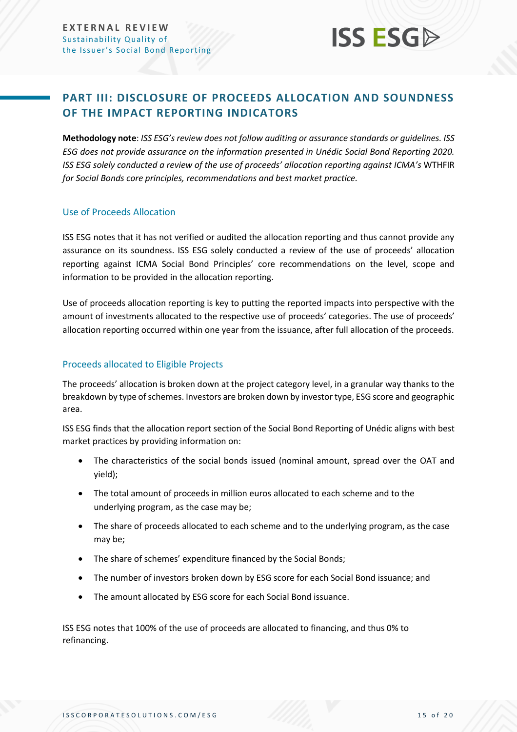## PART III: DISCLOSURE OF PROCEEDS ALLOCATION AND SOUNDNESS OF THE IMPACT REPORTING INDICATORS

**Methodology note**: *ISS ESG's review does not follow auditing or assurance standards or guidelines. ISS ESG does not provide assurance on the information presented in Unédic Social Bond Reporting 2020. ISS ESG solely conducted a review of the use of proceeds' allocation reporting against ICMA's* WTHFIR *for Social Bonds core principles, recommendations and best market practice.*

### Use of Proceeds Allocation

ISS ESG notes that it has not verified or audited the allocation reporting and thus cannot provide any assurance on its soundness. ISS ESG solely conducted a review of the use of proceeds' allocation reporting against ICMA Social Bond Principles' core recommendations on the level, scope and information to be provided in the allocation reporting.

Use of proceeds allocation reporting is key to putting the reported impacts into perspective with the amount of investments allocated to the respective use of proceeds' categories. The use of proceeds' allocation reporting occurred within one year from the issuance, after full allocation of the proceeds.

### Proceeds allocated to Eligible Projects

The proceeds' allocation is broken down at the project category level, in a granular way thanks to the breakdown by type of schemes. Investors are broken down by investor type, ESG score and geographic area.

ISS ESG finds that the allocation report section of the Social Bond Reporting of Unédic aligns with best market practices by providing information on:

- The characteristics of the social bonds issued (nominal amount, spread over the OAT and yield);
- The total amount of proceeds in million euros allocated to each scheme and to the underlying program, as the case may be;
- The share of proceeds allocated to each scheme and to the underlying program, as the case may be;
- The share of schemes' expenditure financed by the Social Bonds;
- The number of investors broken down by ESG score for each Social Bond issuance; and
- The amount allocated by ESG score for each Social Bond issuance.

ISS ESG notes that 100% of the use of proceeds are allocated to financing, and thus 0% to refinancing.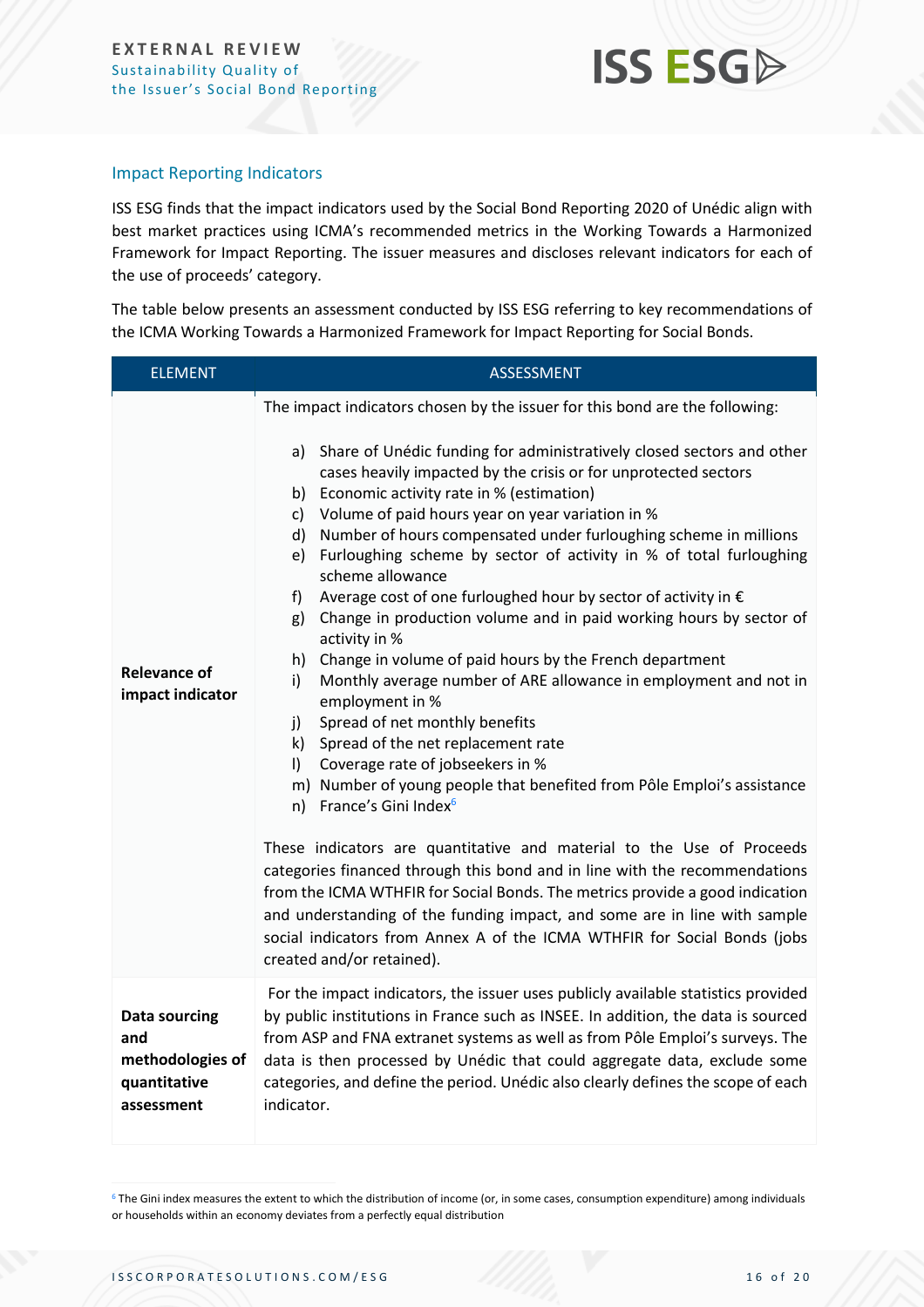## Impact Reporting Indicators

ISS ESG finds that the impact indicators used by the Social Bond Reporting 2020 of Unédic align with best market practices using ICMA's recommended metrics in the Working Towards a Harmonized Framework for Impact Reporting. The issuer measures and discloses relevant indicators for each of the use of proceeds' category.

The table below presents an assessment conducted by ISS ESG referring to key recommendations of the ICMA Working Towards a Harmonized Framework for Impact Reporting for Social Bonds.

| ELEMENT | ASSESSMENT |
|---|---|
| **Relevance of impact indicator** | The impact indicators chosen by the issuer for this bond are the following:<br><br>a) Share of Unédic funding for administratively closed sectors and other cases heavily impacted by the crisis or for unprotected sectors<br>b) Economic activity rate in % (estimation)<br>c) Volume of paid hours year on year variation in %<br>d) Number of hours compensated under furloughing scheme in millions<br>e) Furloughing scheme by sector of activity in % of total furloughing scheme allowance<br>f) Average cost of one furloughed hour by sector of activity in €<br>g) Change in production volume and in paid working hours by sector of activity in %<br>h) Change in volume of paid hours by the French department<br>i) Monthly average number of ARE allowance in employment and not in employment in %<br>j) Spread of net monthly benefits<br>k) Spread of the net replacement rate<br>l) Coverage rate of jobseekers in %<br>m) Number of young people that benefited from Pôle Emploi's assistance<br>n) France's Gini Index[6]<br><br>These indicators are quantitative and material to the Use of Proceeds categories financed through this bond and in line with the recommendations from the ICMA WTHFIR for Social Bonds. The metrics provide a good indication and understanding of the funding impact, and some are in line with sample social indicators from Annex A of the ICMA WTHFIR for Social Bonds (jobs created and/or retained). |
| **Data sourcing and methodologies of quantitative assessment** | For the impact indicators, the issuer uses publicly available statistics provided by public institutions in France such as INSEE. In addition, the data is sourced from ASP and FNA extranet systems as well as from Pôle Emploi's surveys. The data is then processed by Unédic that could aggregate data, exclude some categories, and define the period. Unédic also clearly defines the scope of each indicator. |

[6] The Gini index measures the extent to which the distribution of income (or, in some cases, consumption expenditure) among individuals or households within an economy deviates from a perfectly equal distribution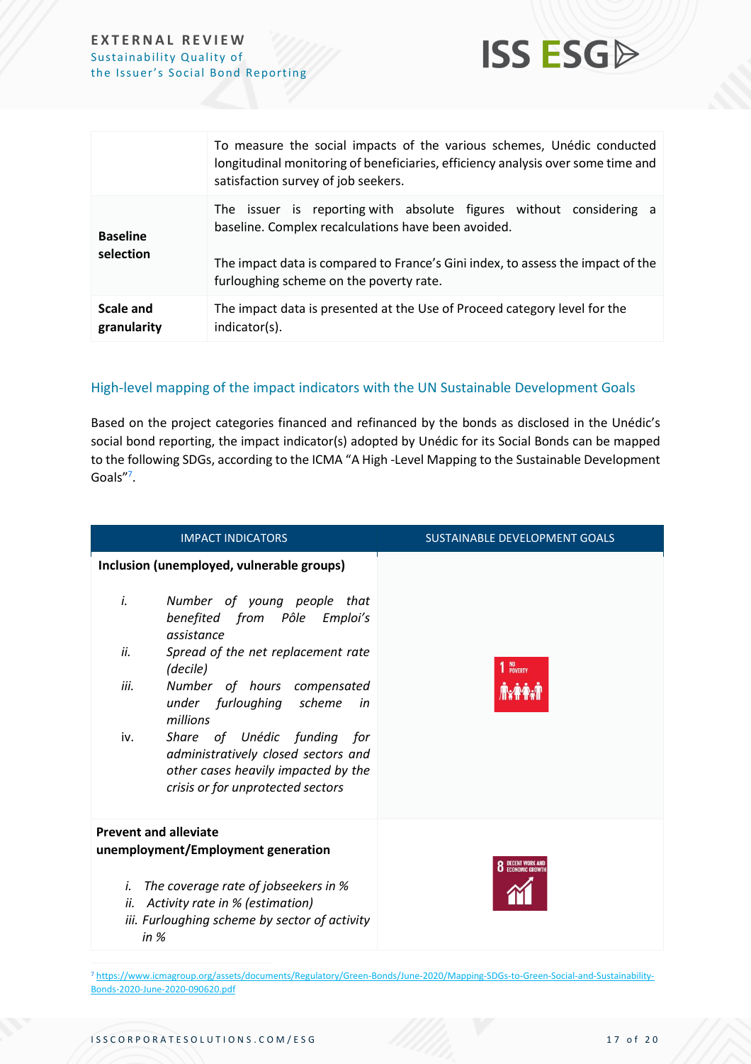| | |
|---|---|
| | To measure the social impacts of the various schemes, Unédic conducted longitudinal monitoring of beneficiaries, efficiency analysis over some time and satisfaction survey of job seekers. |
| **Baseline selection** | The issuer is reporting with absolute figures without considering a baseline. Complex recalculations have been avoided.<br><br>The impact data is compared to France's Gini index, to assess the impact of the furloughing scheme on the poverty rate. |
| **Scale and granularity** | The impact data is presented at the Use of Proceed category level for the indicator(s). |

## High-level mapping of the impact indicators with the UN Sustainable Development Goals

Based on the project categories financed and refinanced by the bonds as disclosed in the Unédic's social bond reporting, the impact indicator(s) adopted by Unédic for its Social Bonds can be mapped to the following SDGs, according to the ICMA "A High -Level Mapping to the Sustainable Development Goals"[7].

| IMPACT INDICATORS | SUSTAINABLE DEVELOPMENT GOALS |
|---|---|
| **Inclusion (unemployed, vulnerable groups)**<br><br>i. *Number of young people that benefited from Pôle Emploi's assistance*<br>ii. *Spread of the net replacement rate (decile)*<br>iii. *Number of hours compensated under furloughing scheme in millions*<br>iv. *Share of Unédic funding for administratively closed sectors and other cases heavily impacted by the crisis or for unprotected sectors* | 1 NO POVERTY |
| **Prevent and alleviate unemployment/Employment generation**<br><br>i. *The coverage rate of jobseekers in %*<br>ii. *Activity rate in % (estimation)*<br>iii. *Furloughing scheme by sector of activity in %* | 8 DECENT WORK AND ECONOMIC GROWTH |

[7] https://www.icmagroup.org/assets/documents/Regulatory/Green-Bonds/June-2020/Mapping-SDGs-to-Green-Social-and-Sustainability-Bonds-2020-June-2020-090620.pdf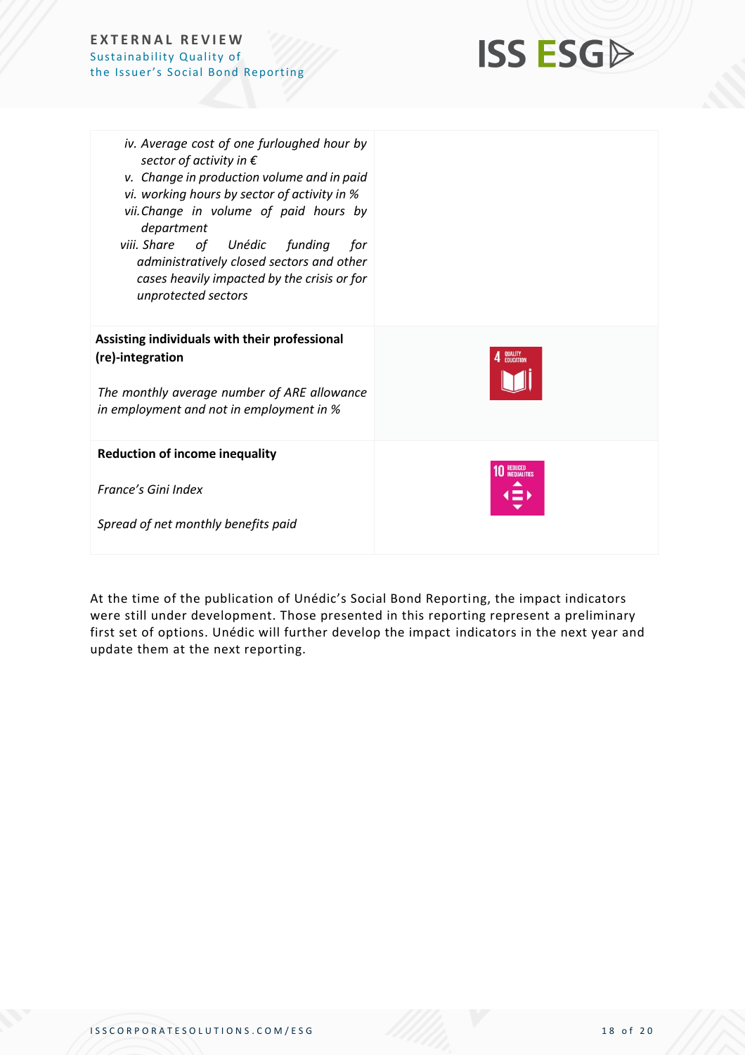| | |
|---|---|
| iv. *Average cost of one furloughed hour by sector of activity in €*<br>v. *Change in production volume and in paid*<br>vi. *working hours by sector of activity in %*<br>vii. *Change in volume of paid hours by department*<br>viii. *Share of Unédic funding for administratively closed sectors and other cases heavily impacted by the crisis or for unprotected sectors* | |
| **Assisting individuals with their professional (re)-integration**<br><br>*The monthly average number of ARE allowance in employment and not in employment in %* | 4 QUALITY EDUCATION |
| **Reduction of income inequality**<br><br>*France's Gini Index*<br><br>*Spread of net monthly benefits paid* | 10 REDUCED INEQUALITIES |

At the time of the publication of Unédic's Social Bond Reporting, the impact indicators were still under development. Those presented in this reporting represent a preliminary first set of options. Unédic will further develop the impact indicators in the next year and update them at the next reporting.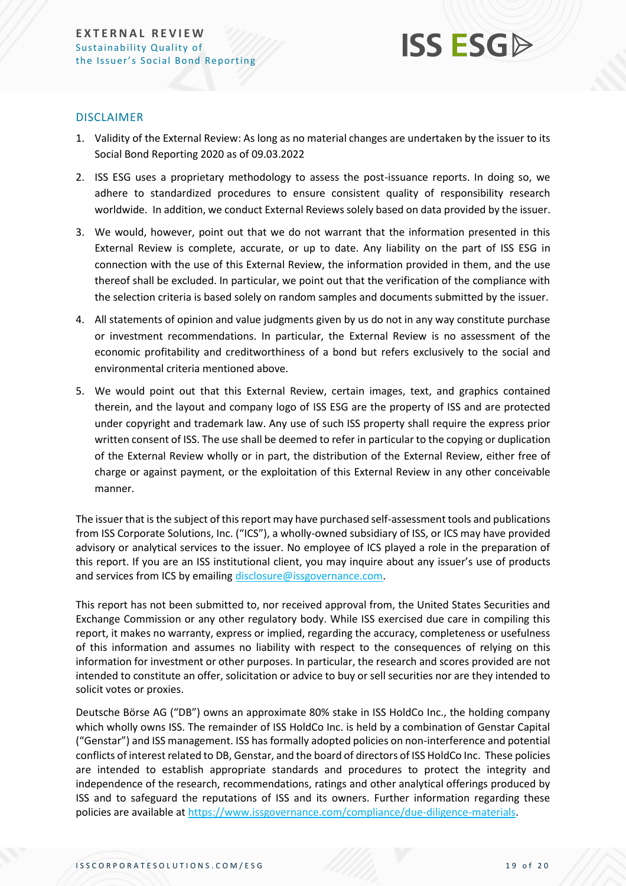## DISCLAIMER

1. Validity of the External Review: As long as no material changes are undertaken by the issuer to its Social Bond Reporting 2020 as of 09.03.2022
2. ISS ESG uses a proprietary methodology to assess the post-issuance reports. In doing so, we adhere to standardized procedures to ensure consistent quality of responsibility research worldwide. In addition, we conduct External Reviews solely based on data provided by the issuer.
3. We would, however, point out that we do not warrant that the information presented in this External Review is complete, accurate, or up to date. Any liability on the part of ISS ESG in connection with the use of this External Review, the information provided in them, and the use thereof shall be excluded. In particular, we point out that the verification of the compliance with the selection criteria is based solely on random samples and documents submitted by the issuer.
4. All statements of opinion and value judgments given by us do not in any way constitute purchase or investment recommendations. In particular, the External Review is no assessment of the economic profitability and creditworthiness of a bond but refers exclusively to the social and environmental criteria mentioned above.
5. We would point out that this External Review, certain images, text, and graphics contained therein, and the layout and company logo of ISS ESG are the property of ISS and are protected under copyright and trademark law. Any use of such ISS property shall require the express prior written consent of ISS. The use shall be deemed to refer in particular to the copying or duplication of the External Review wholly or in part, the distribution of the External Review, either free of charge or against payment, or the exploitation of this External Review in any other conceivable manner.

The issuer that is the subject of this report may have purchased self-assessment tools and publications from ISS Corporate Solutions, Inc. ("ICS"), a wholly-owned subsidiary of ISS, or ICS may have provided advisory or analytical services to the issuer. No employee of ICS played a role in the preparation of this report. If you are an ISS institutional client, you may inquire about any issuer's use of products and services from ICS by emailing disclosure@issgovernance.com.

This report has not been submitted to, nor received approval from, the United States Securities and Exchange Commission or any other regulatory body. While ISS exercised due care in compiling this report, it makes no warranty, express or implied, regarding the accuracy, completeness or usefulness of this information and assumes no liability with respect to the consequences of relying on this information for investment or other purposes. In particular, the research and scores provided are not intended to constitute an offer, solicitation or advice to buy or sell securities nor are they intended to solicit votes or proxies.

Deutsche Börse AG ("DB") owns an approximate 80% stake in ISS HoldCo Inc., the holding company which wholly owns ISS. The remainder of ISS HoldCo Inc. is held by a combination of Genstar Capital ("Genstar") and ISS management. ISS has formally adopted policies on non-interference and potential conflicts of interest related to DB, Genstar, and the board of directors of ISS HoldCo Inc. These policies are intended to establish appropriate standards and procedures to protect the integrity and independence of the research, recommendations, ratings and other analytical offerings produced by ISS and to safeguard the reputations of ISS and its owners. Further information regarding these policies are available at https://www.issgovernance.com/compliance/due-diligence-materials.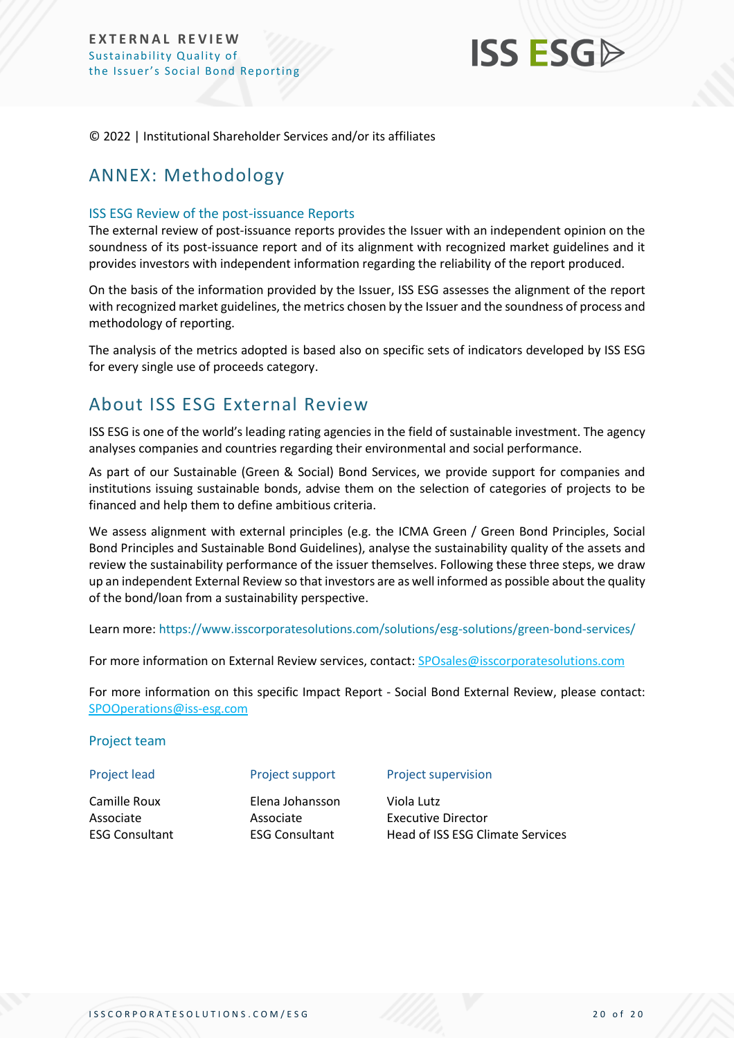© 2022 | Institutional Shareholder Services and/or its affiliates

# ANNEX: Methodology

### ISS ESG Review of the post-issuance Reports

The external review of post-issuance reports provides the Issuer with an independent opinion on the soundness of its post-issuance report and of its alignment with recognized market guidelines and it provides investors with independent information regarding the reliability of the report produced.

On the basis of the information provided by the Issuer, ISS ESG assesses the alignment of the report with recognized market guidelines, the metrics chosen by the Issuer and the soundness of process and methodology of reporting.

The analysis of the metrics adopted is based also on specific sets of indicators developed by ISS ESG for every single use of proceeds category.

# About ISS ESG External Review

ISS ESG is one of the world's leading rating agencies in the field of sustainable investment. The agency analyses companies and countries regarding their environmental and social performance.

As part of our Sustainable (Green & Social) Bond Services, we provide support for companies and institutions issuing sustainable bonds, advise them on the selection of categories of projects to be financed and help them to define ambitious criteria.

We assess alignment with external principles (e.g. the ICMA Green / Green Bond Principles, Social Bond Principles and Sustainable Bond Guidelines), analyse the sustainability quality of the assets and review the sustainability performance of the issuer themselves. Following these three steps, we draw up an independent External Review so that investors are as well informed as possible about the quality of the bond/loan from a sustainability perspective.

Learn more: https://www.isscorporatesolutions.com/solutions/esg-solutions/green-bond-services/

For more information on External Review services, contact: SPOsales@isscorporatesolutions.com

For more information on this specific Impact Report - Social Bond External Review, please contact: SPOOperations@iss-esg.com

### Project team

| Project lead | Project support | Project supervision |
|---|---|---|
| Camille Roux<br>Associate<br>ESG Consultant | Elena Johansson<br>Associate<br>ESG Consultant | Viola Lutz<br>Executive Director<br>Head of ISS ESG Climate Services |